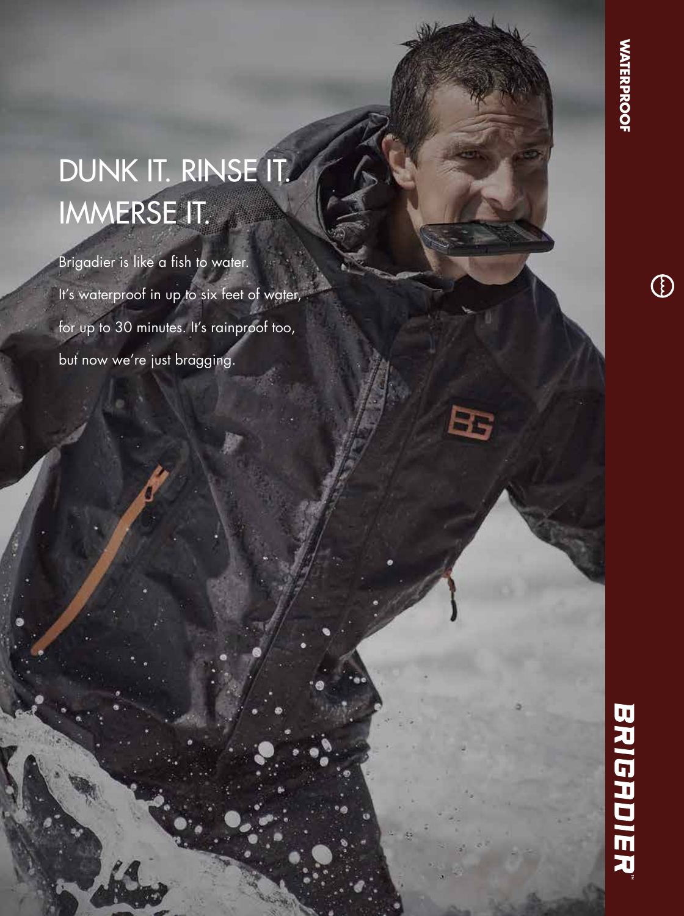# DUNK IT. RINSE IT. IMMERSE IT.

Brigadier is like a fish to water.

It's waterproof in up to six feet of water, for up to 30 minutes. It's rainproof too, but now we're just bragging.

WATERPROOF

BRIGADIER™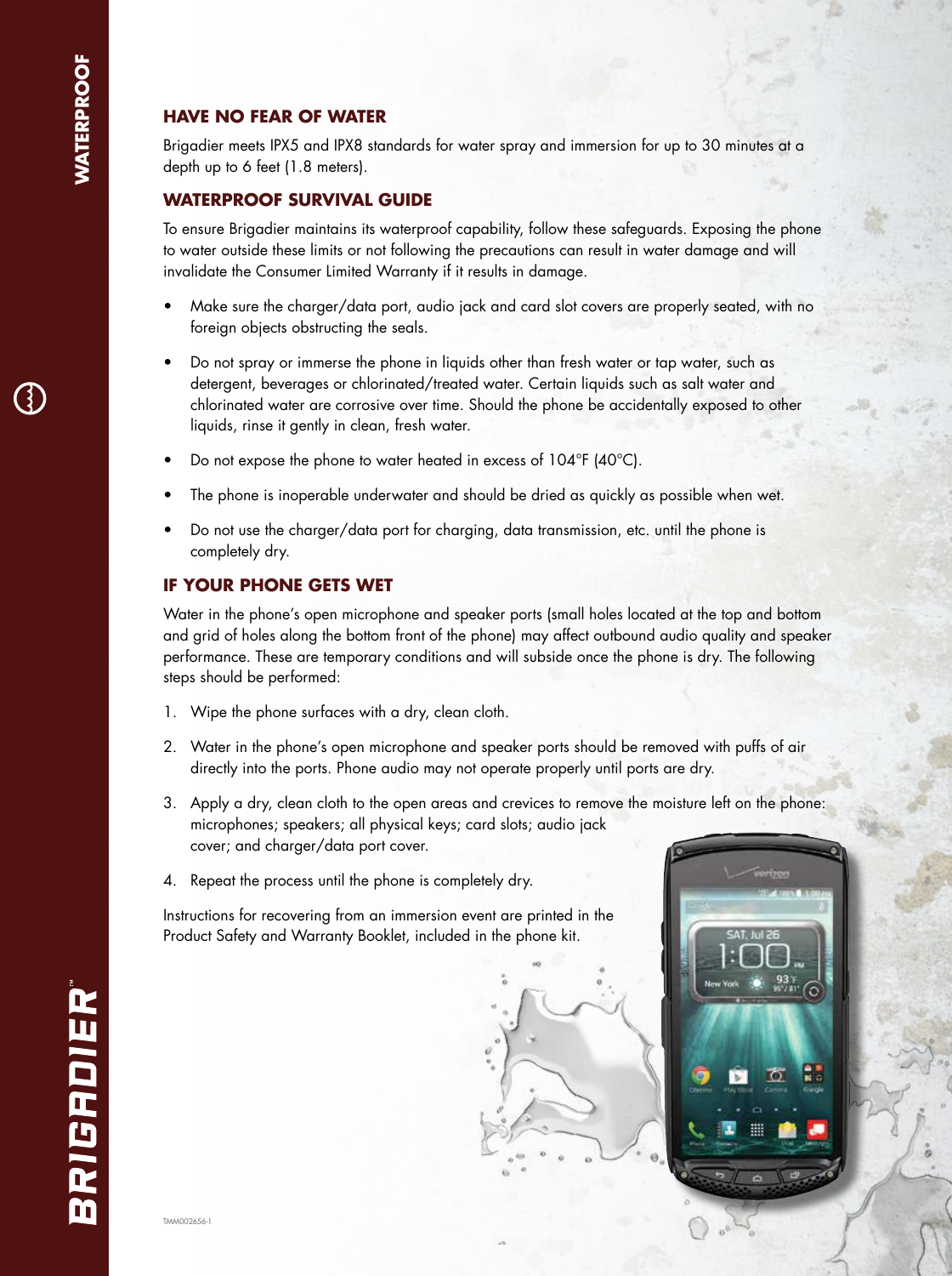## HAVE NO FEAR OF WATER

Brigadier meets IPX5 and IPX8 standards for water spray and immersion for up to 30 minutes at a depth up to 6 feet (1.8 meters).

## WATERPROOF SURVIVAL GUIDE

To ensure Brigadier maintains its waterproof capability, follow these safeguards. Exposing the phone to water outside these limits or not following the precautions can result in water damage and will invalidate the Consumer Limited Warranty if it results in damage.

- Make sure the charger/data port, audio jack and card slot covers are properly seated, with no foreign objects obstructing the seals.
- Do not spray or immerse the phone in liquids other than fresh water or tap water, such as detergent, beverages or chlorinated/treated water. Certain liquids such as salt water and chlorinated water are corrosive over time. Should the phone be accidentally exposed to other liquids, rinse it gently in clean, fresh water.
- Do not expose the phone to water heated in excess of 104°F (40°C).
- The phone is inoperable underwater and should be dried as quickly as possible when wet.
- Do not use the charger/data port for charging, data transmission, etc. until the phone is completely dry.

## IF YOUR PHONE GETS WET

Water in the phone's open microphone and speaker ports (small holes located at the top and bottom and grid of holes along the bottom front of the phone) may affect outbound audio quality and speaker performance. These are temporary conditions and will subside once the phone is dry. The following steps should be performed:

1. Wipe the phone surfaces with a dry, clean cloth.
2. Water in the phone's open microphone and speaker ports should be removed with puffs of air directly into the ports. Phone audio may not operate properly until ports are dry.
3. Apply a dry, clean cloth to the open areas and crevices to remove the moisture left on the phone: microphones; speakers; all physical keys; card slots; audio jack cover; and charger/data port cover.
4. Repeat the process until the phone is completely dry.

Instructions for recovering from an immersion event are printed in the Product Safety and Warranty Booklet, included in the phone kit.

TMM002656-1